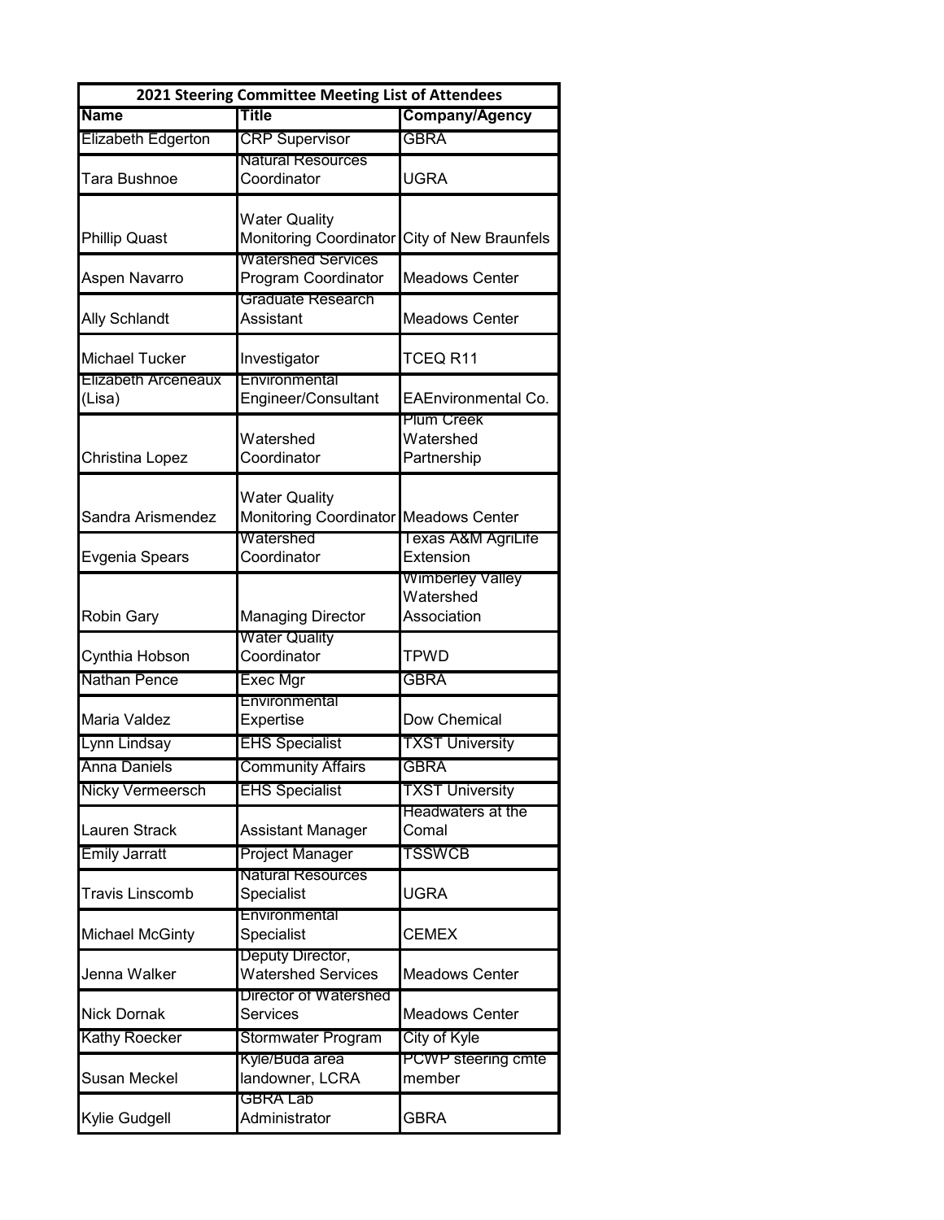| 2021 Steering Committee Meeting List of Attendees | | |
|---|---|---|
| **Name** | **Title** | **Company/Agency** |
| Elizabeth Edgerton | CRP Supervisor | GBRA |
| Tara Bushnoe | Natural Resources Coordinator | UGRA |
| Phillip Quast | Water Quality Monitoring Coordinator | City of New Braunfels |
| Aspen Navarro | Watershed Services Program Coordinator | Meadows Center |
| Ally Schlandt | Graduate Research Assistant | Meadows Center |
| Michael Tucker | Investigator | TCEQ R11 |
| Elizabeth Arceneaux (Lisa) | Environmental Engineer/Consultant | EAEnvironmental Co. |
| Christina Lopez | Watershed Coordinator | Plum Creek Watershed Partnership |
| Sandra Arismendez | Water Quality Monitoring Coordinator | Meadows Center |
| Evgenia Spears | Watershed Coordinator | Texas A&M AgriLife Extension |
| Robin Gary | Managing Director | Wimberley Valley Watershed Association |
| Cynthia Hobson | Water Quality Coordinator | TPWD |
| Nathan Pence | Exec Mgr | GBRA |
| Maria Valdez | Environmental Expertise | Dow Chemical |
| Lynn Lindsay | EHS Specialist | TXST University |
| Anna Daniels | Community Affairs | GBRA |
| Nicky Vermeersch | EHS Specialist | TXST University |
| Lauren Strack | Assistant Manager | Headwaters at the Comal |
| Emily Jarratt | Project Manager | TSSWCB |
| Travis Linscomb | Natural Resources Specialist | UGRA |
| Michael McGinty | Environmental Specialist | CEMEX |
| Jenna Walker | Deputy Director, Watershed Services | Meadows Center |
| Nick Dornak | Director of Watershed Services | Meadows Center |
| Kathy Roecker | Stormwater Program | City of Kyle |
| Susan Meckel | Kyle/Buda area landowner, LCRA | PCWP steering cmte member |
| Kylie Gudgell | GBRA Lab Administrator | GBRA |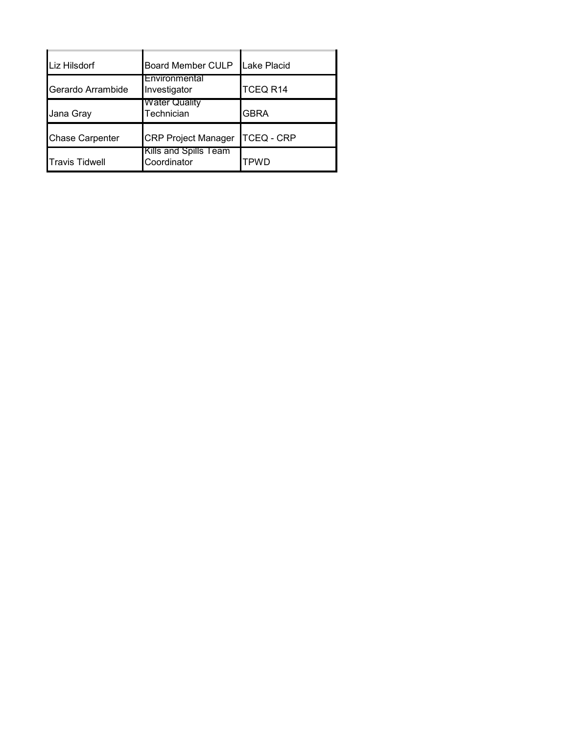| | | |
|---|---|---|
| Liz Hilsdorf | Board Member CULP | Lake Placid |
| Gerardo Arrambide | Environmental Investigator | TCEQ R14 |
| Jana Gray | Water Quality Technician | GBRA |
| Chase Carpenter | CRP Project Manager | TCEQ - CRP |
| Travis Tidwell | Kills and Spills Team Coordinator | TPWD |